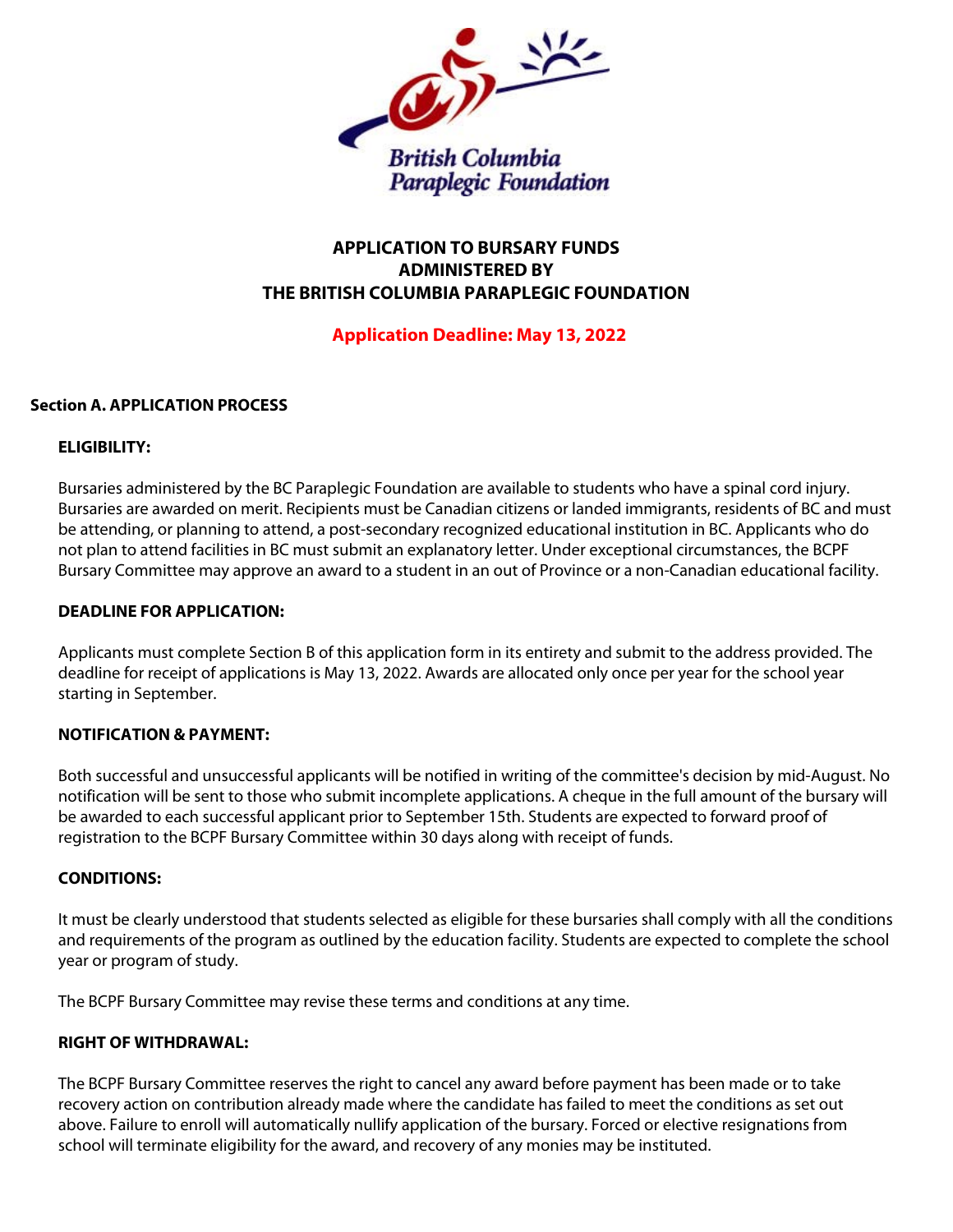British Columbia Paraplegic Foundation

# APPLICATION TO BURSARY FUNDS ADMINISTERED BY THE BRITISH COLUMBIA PARAPLEGIC FOUNDATION

**Application Deadline: May 13, 2022**

## Section A. APPLICATION PROCESS

### ELIGIBILITY:

Bursaries administered by the BC Paraplegic Foundation are available to students who have a spinal cord injury. Bursaries are awarded on merit. Recipients must be Canadian citizens or landed immigrants, residents of BC and must be attending, or planning to attend, a post-secondary recognized educational institution in BC. Applicants who do not plan to attend facilities in BC must submit an explanatory letter. Under exceptional circumstances, the BCPF Bursary Committee may approve an award to a student in an out of Province or a non-Canadian educational facility.

### DEADLINE FOR APPLICATION:

Applicants must complete Section B of this application form in its entirety and submit to the address provided. The deadline for receipt of applications is May 13, 2022. Awards are allocated only once per year for the school year starting in September.

### NOTIFICATION & PAYMENT:

Both successful and unsuccessful applicants will be notified in writing of the committee's decision by mid-August. No notification will be sent to those who submit incomplete applications. A cheque in the full amount of the bursary will be awarded to each successful applicant prior to September 15th. Students are expected to forward proof of registration to the BCPF Bursary Committee within 30 days along with receipt of funds.

### CONDITIONS:

It must be clearly understood that students selected as eligible for these bursaries shall comply with all the conditions and requirements of the program as outlined by the education facility. Students are expected to complete the school year or program of study.

The BCPF Bursary Committee may revise these terms and conditions at any time.

### RIGHT OF WITHDRAWAL:

The BCPF Bursary Committee reserves the right to cancel any award before payment has been made or to take recovery action on contribution already made where the candidate has failed to meet the conditions as set out above. Failure to enroll will automatically nullify application of the bursary. Forced or elective resignations from school will terminate eligibility for the award, and recovery of any monies may be instituted.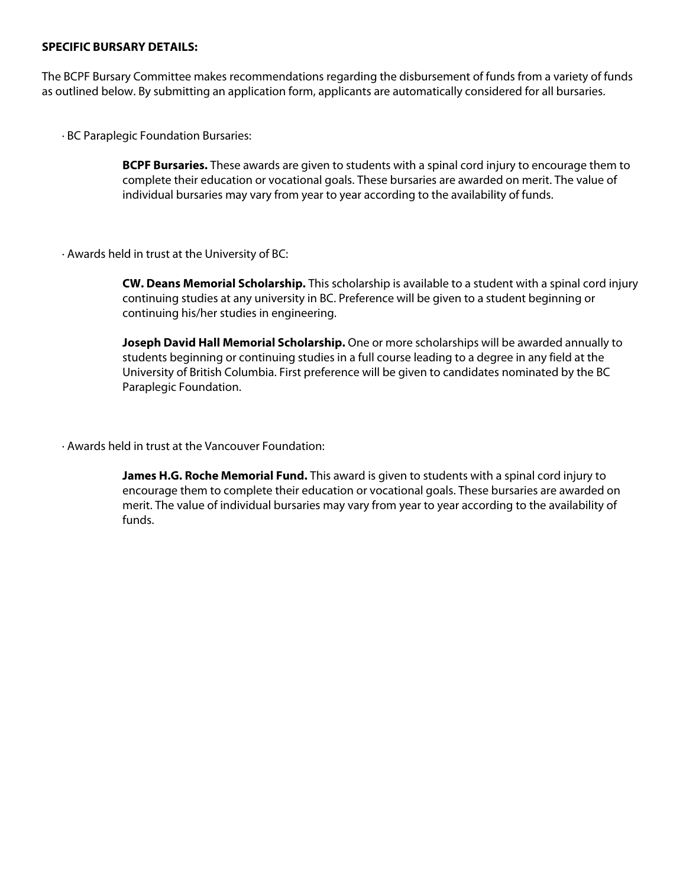**SPECIFIC BURSARY DETAILS:**

The BCPF Bursary Committee makes recommendations regarding the disbursement of funds from a variety of funds as outlined below. By submitting an application form, applicants are automatically considered for all bursaries.

- BC Paraplegic Foundation Bursaries:

  **BCPF Bursaries.** These awards are given to students with a spinal cord injury to encourage them to complete their education or vocational goals. These bursaries are awarded on merit. The value of individual bursaries may vary from year to year according to the availability of funds.

- Awards held in trust at the University of BC:

  **CW. Deans Memorial Scholarship.** This scholarship is available to a student with a spinal cord injury continuing studies at any university in BC. Preference will be given to a student beginning or continuing his/her studies in engineering.

  **Joseph David Hall Memorial Scholarship.** One or more scholarships will be awarded annually to students beginning or continuing studies in a full course leading to a degree in any field at the University of British Columbia. First preference will be given to candidates nominated by the BC Paraplegic Foundation.

- Awards held in trust at the Vancouver Foundation:

  **James H.G. Roche Memorial Fund.** This award is given to students with a spinal cord injury to encourage them to complete their education or vocational goals. These bursaries are awarded on merit. The value of individual bursaries may vary from year to year according to the availability of funds.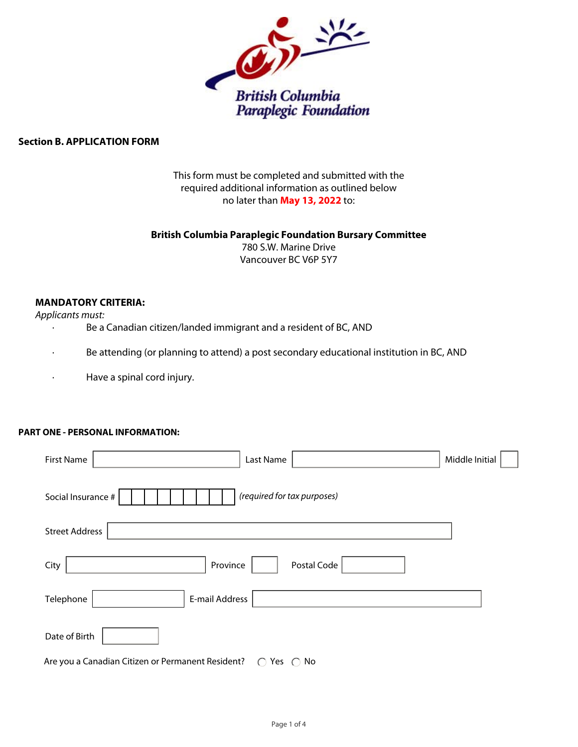## Section B. APPLICATION FORM

This form must be completed and submitted with the required additional information as outlined below no later than **May 13, 2022** to:

**British Columbia Paraplegic Foundation Bursary Committee**
780 S.W. Marine Drive
Vancouver BC V6P 5Y7

### MANDATORY CRITERIA:

*Applicants must:*

- Be a Canadian citizen/landed immigrant and a resident of BC, AND
- Be attending (or planning to attend) a post secondary educational institution in BC, AND
- Have a spinal cord injury.

### PART ONE - PERSONAL INFORMATION:

First Name ______ Last Name ______ Middle Initial ___

Social Insurance # ___ ___ ___ ___ ___ ___ ___ ___ ___ *(required for tax purposes)*

Street Address ______

City ______ Province ___ Postal Code ______

Telephone ______ E-mail Address ______

Date of Birth ______

Are you a Canadian Citizen or Permanent Resident? ◯ Yes ◯ No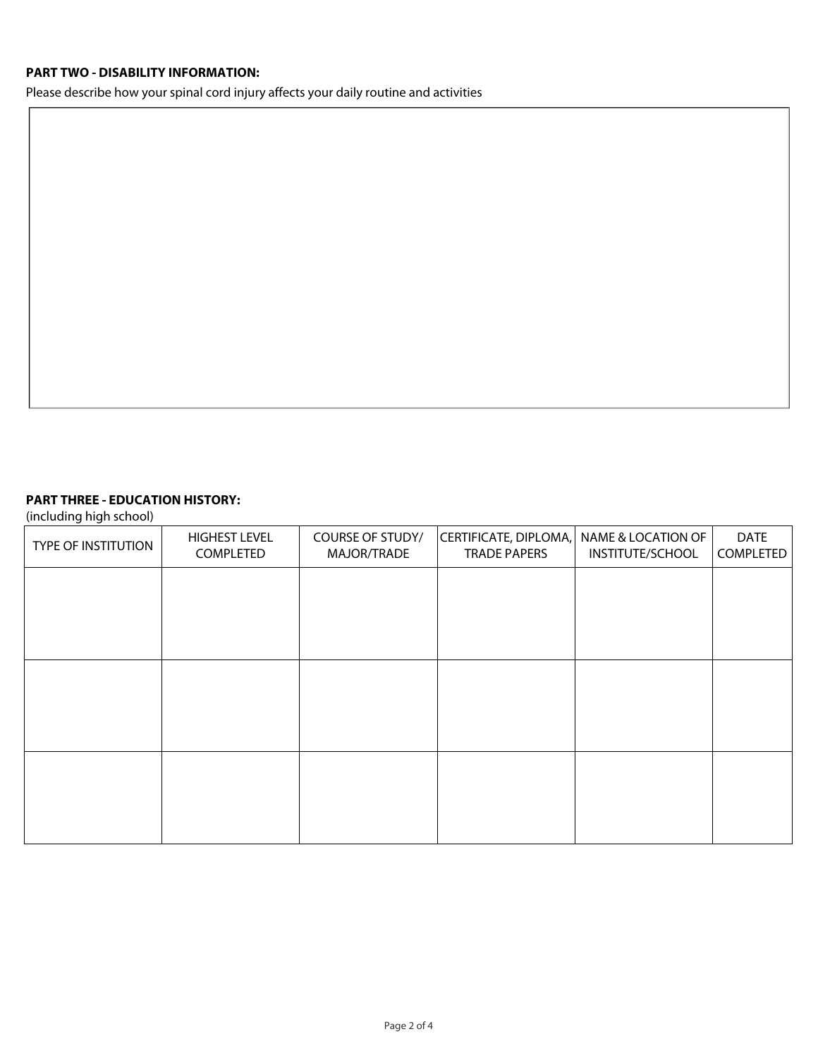**PART TWO - DISABILITY INFORMATION:**

Please describe how your spinal cord injury affects your daily routine and activities

**PART THREE - EDUCATION HISTORY:**

(including high school)

| TYPE OF INSTITUTION | HIGHEST LEVEL COMPLETED | COURSE OF STUDY/ MAJOR/TRADE | CERTIFICATE, DIPLOMA, TRADE PAPERS | NAME & LOCATION OF INSTITUTE/SCHOOL | DATE COMPLETED |
|---|---|---|---|---|---|
| | | | | | |
| | | | | | |
| | | | | | |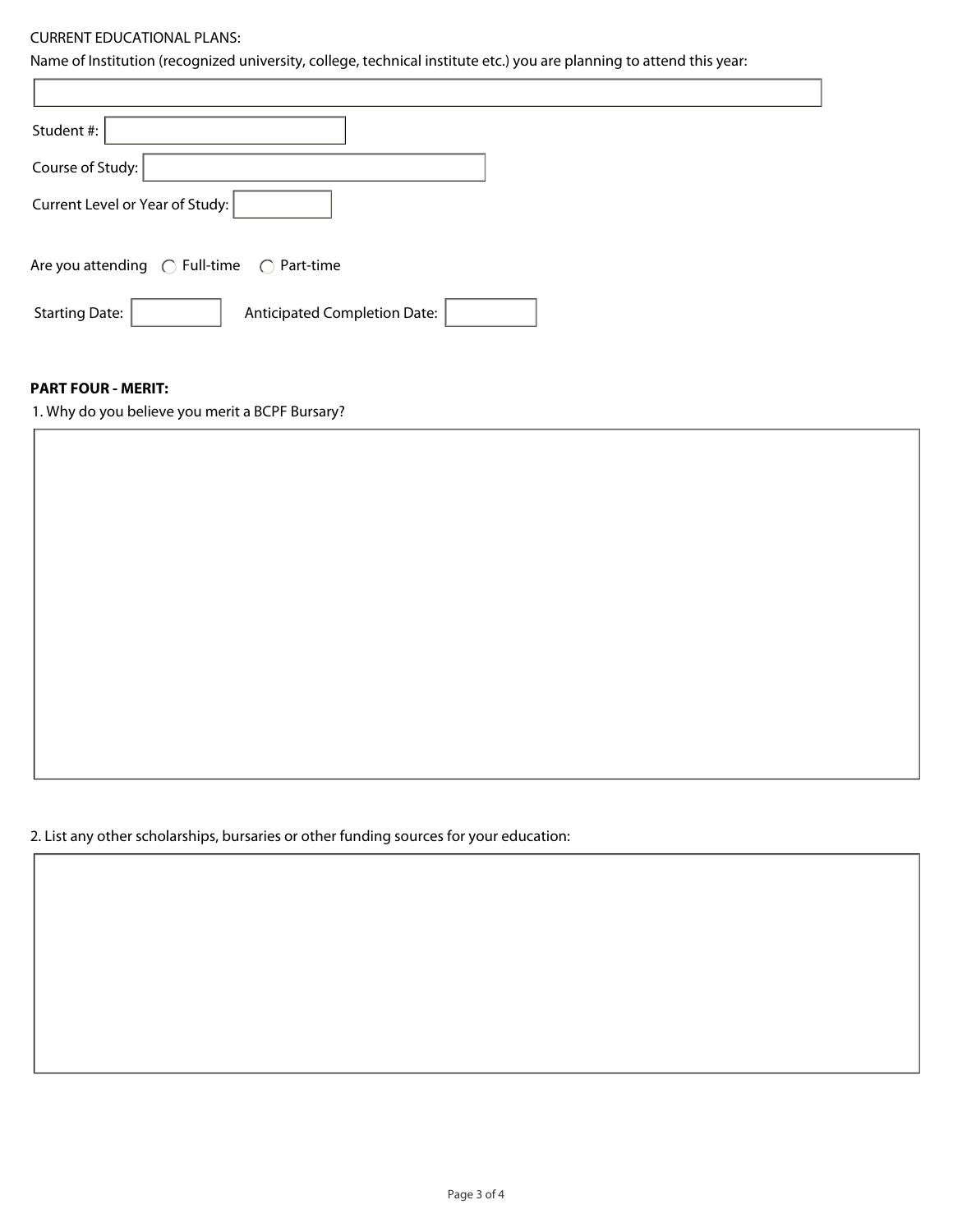CURRENT EDUCATIONAL PLANS:

Name of Institution (recognized university, college, technical institute etc.) you are planning to attend this year:

Student #:

Course of Study:

Current Level or Year of Study:

Are you attending ○ Full-time ○ Part-time

Starting Date: Anticipated Completion Date:

**PART FOUR - MERIT:**

1. Why do you believe you merit a BCPF Bursary?

2. List any other scholarships, bursaries or other funding sources for your education: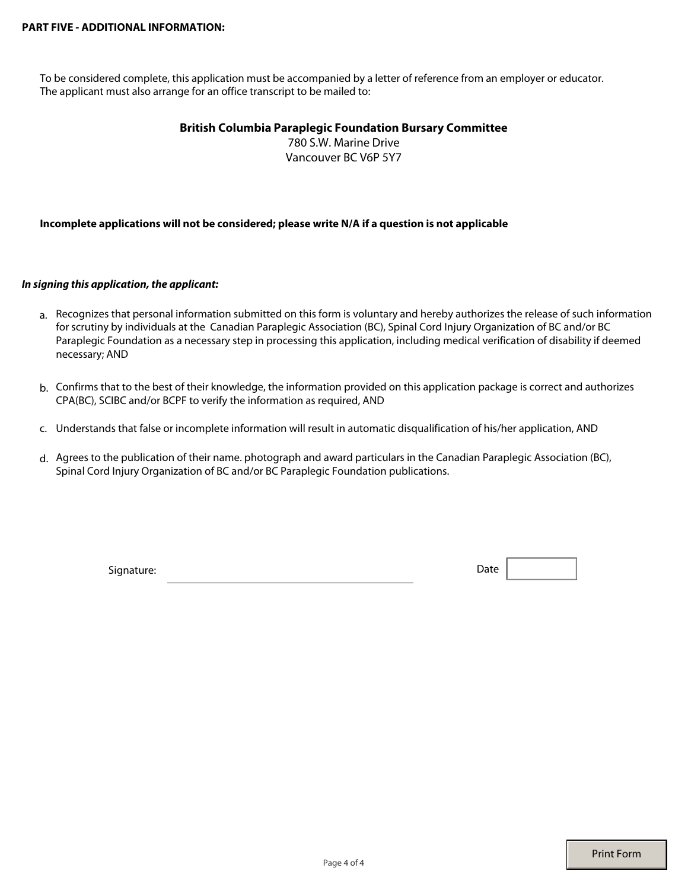**PART FIVE - ADDITIONAL INFORMATION:**

To be considered complete, this application must be accompanied by a letter of reference from an employer or educator. The applicant must also arrange for an office transcript to be mailed to:

**British Columbia Paraplegic Foundation Bursary Committee**
780 S.W. Marine Drive
Vancouver BC V6P 5Y7

**Incomplete applications will not be considered; please write N/A if a question is not applicable**

***In signing this application, the applicant:***

a. Recognizes that personal information submitted on this form is voluntary and hereby authorizes the release of such information for scrutiny by individuals at the Canadian Paraplegic Association (BC), Spinal Cord Injury Organization of BC and/or BC Paraplegic Foundation as a necessary step in processing this application, including medical verification of disability if deemed necessary; AND

b. Confirms that to the best of their knowledge, the information provided on this application package is correct and authorizes CPA(BC), SCIBC and/or BCPF to verify the information as required, AND

c. Understands that false or incomplete information will result in automatic disqualification of his/her application, AND

d. Agrees to the publication of their name. photograph and award particulars in the Canadian Paraplegic Association (BC), Spinal Cord Injury Organization of BC and/or BC Paraplegic Foundation publications.

Signature: ______________________________ Date ____________

Print Form